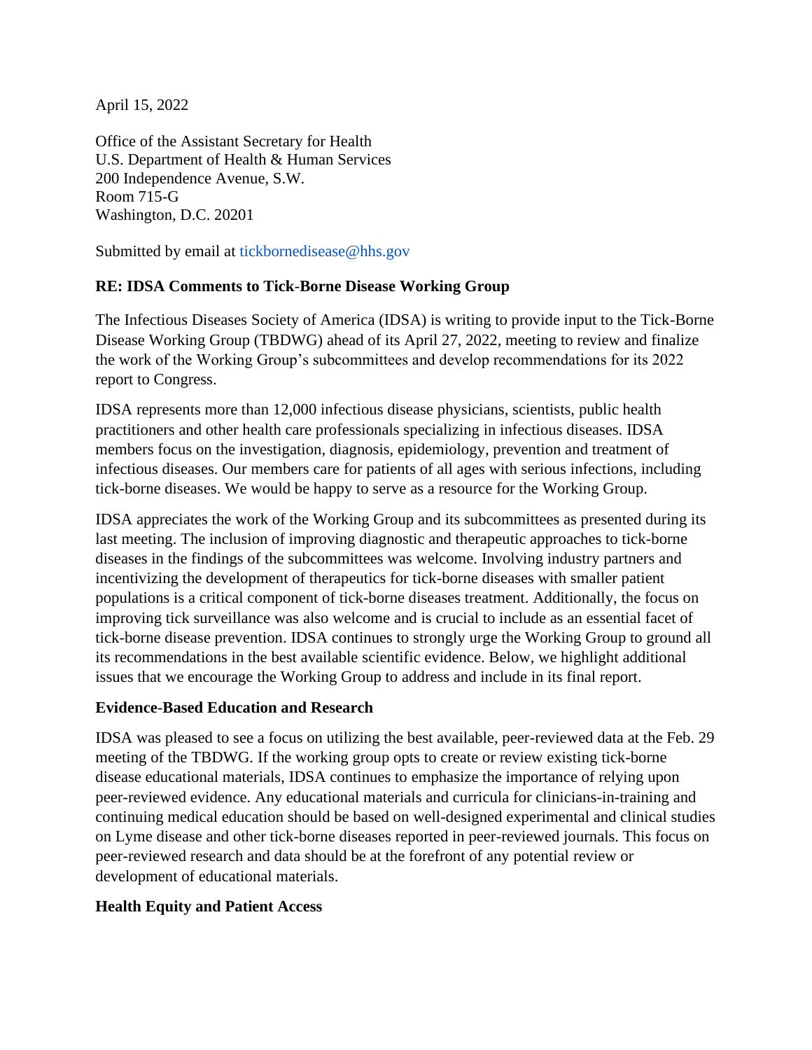April 15, 2022

Office of the Assistant Secretary for Health
U.S. Department of Health & Human Services
200 Independence Avenue, S.W.
Room 715-G
Washington, D.C. 20201

Submitted by email at tickbornedisease@hhs.gov

**RE: IDSA Comments to Tick-Borne Disease Working Group**

The Infectious Diseases Society of America (IDSA) is writing to provide input to the Tick-Borne Disease Working Group (TBDWG) ahead of its April 27, 2022, meeting to review and finalize the work of the Working Group's subcommittees and develop recommendations for its 2022 report to Congress.

IDSA represents more than 12,000 infectious disease physicians, scientists, public health practitioners and other health care professionals specializing in infectious diseases. IDSA members focus on the investigation, diagnosis, epidemiology, prevention and treatment of infectious diseases. Our members care for patients of all ages with serious infections, including tick-borne diseases. We would be happy to serve as a resource for the Working Group.

IDSA appreciates the work of the Working Group and its subcommittees as presented during its last meeting. The inclusion of improving diagnostic and therapeutic approaches to tick-borne diseases in the findings of the subcommittees was welcome. Involving industry partners and incentivizing the development of therapeutics for tick-borne diseases with smaller patient populations is a critical component of tick-borne diseases treatment. Additionally, the focus on improving tick surveillance was also welcome and is crucial to include as an essential facet of tick-borne disease prevention. IDSA continues to strongly urge the Working Group to ground all its recommendations in the best available scientific evidence. Below, we highlight additional issues that we encourage the Working Group to address and include in its final report.

**Evidence-Based Education and Research**

IDSA was pleased to see a focus on utilizing the best available, peer-reviewed data at the Feb. 29 meeting of the TBDWG. If the working group opts to create or review existing tick-borne disease educational materials, IDSA continues to emphasize the importance of relying upon peer-reviewed evidence. Any educational materials and curricula for clinicians-in-training and continuing medical education should be based on well-designed experimental and clinical studies on Lyme disease and other tick-borne diseases reported in peer-reviewed journals. This focus on peer-reviewed research and data should be at the forefront of any potential review or development of educational materials.

**Health Equity and Patient Access**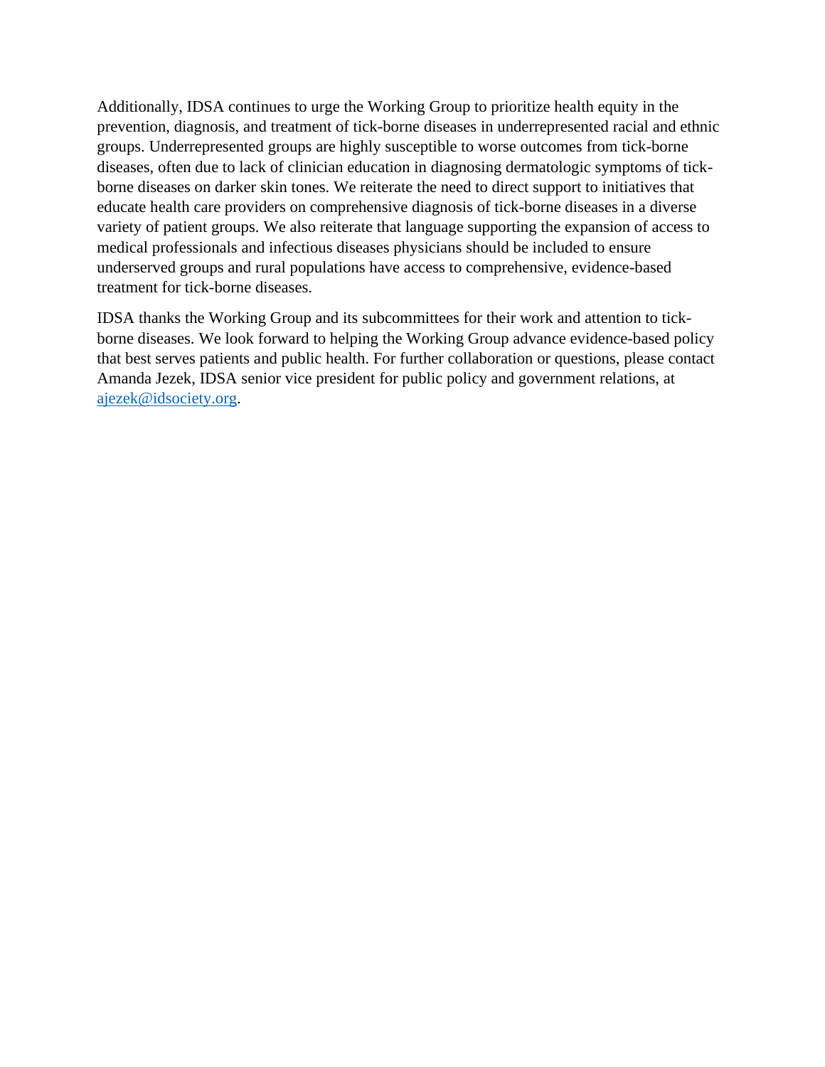Additionally, IDSA continues to urge the Working Group to prioritize health equity in the prevention, diagnosis, and treatment of tick-borne diseases in underrepresented racial and ethnic groups. Underrepresented groups are highly susceptible to worse outcomes from tick-borne diseases, often due to lack of clinician education in diagnosing dermatologic symptoms of tick-borne diseases on darker skin tones. We reiterate the need to direct support to initiatives that educate health care providers on comprehensive diagnosis of tick-borne diseases in a diverse variety of patient groups. We also reiterate that language supporting the expansion of access to medical professionals and infectious diseases physicians should be included to ensure underserved groups and rural populations have access to comprehensive, evidence-based treatment for tick-borne diseases.

IDSA thanks the Working Group and its subcommittees for their work and attention to tick-borne diseases. We look forward to helping the Working Group advance evidence-based policy that best serves patients and public health. For further collaboration or questions, please contact Amanda Jezek, IDSA senior vice president for public policy and government relations, at [ajezek@idsociety.org](mailto:ajezek@idsociety.org).